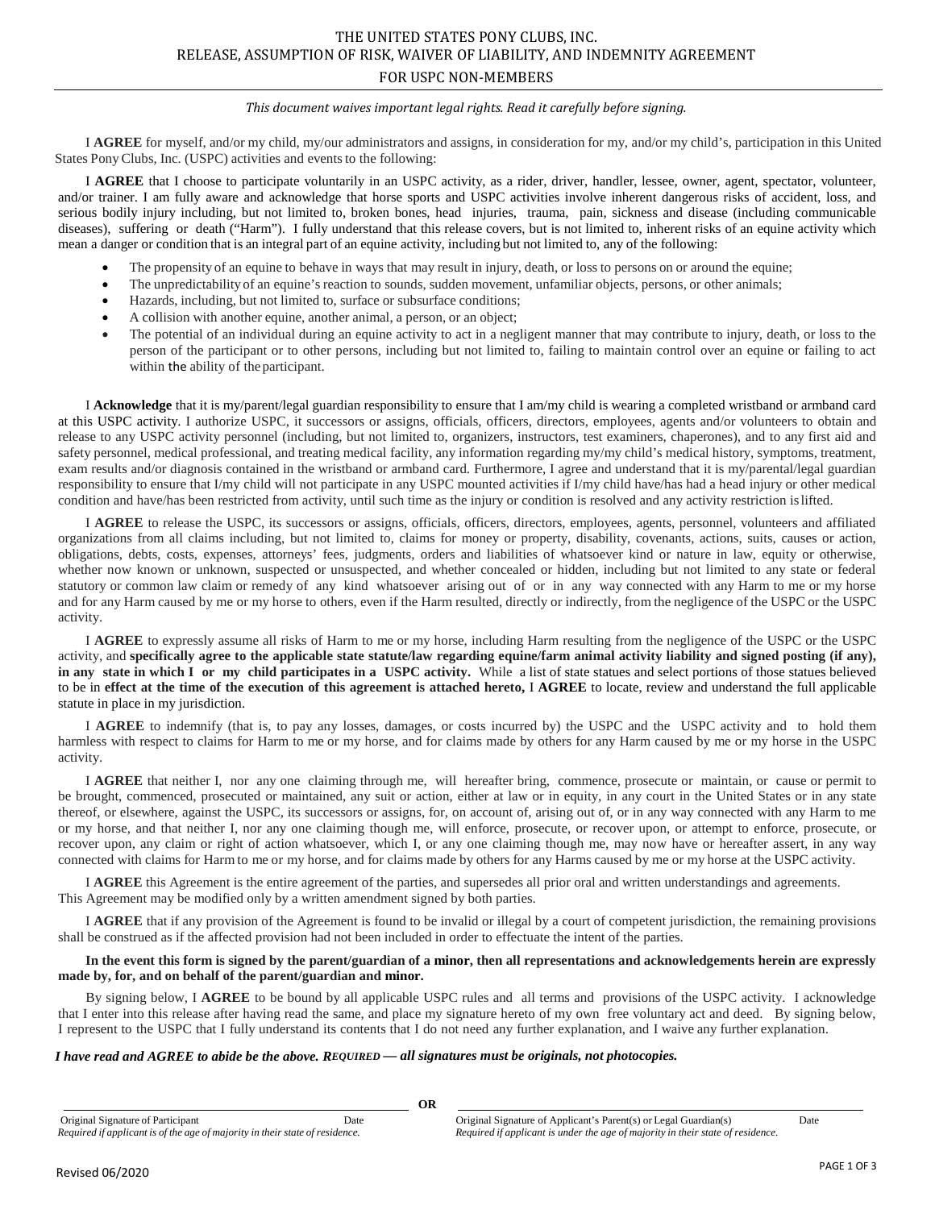# THE UNITED STATES PONY CLUBS, INC.
## RELEASE, ASSUMPTION OF RISK, WAIVER OF LIABILITY, AND INDEMNITY AGREEMENT
## FOR USPC NON-MEMBERS

*This document waives important legal rights. Read it carefully before signing.*

I **AGREE** for myself, and/or my child, my/our administrators and assigns, in consideration for my, and/or my child's, participation in this United States Pony Clubs, Inc. (USPC) activities and events to the following:

I **AGREE** that I choose to participate voluntarily in an USPC activity, as a rider, driver, handler, lessee, owner, agent, spectator, volunteer, and/or trainer. I am fully aware and acknowledge that horse sports and USPC activities involve inherent dangerous risks of accident, loss, and serious bodily injury including, but not limited to, broken bones, head injuries, trauma, pain, sickness and disease (including communicable diseases), suffering or death ("Harm"). I fully understand that this release covers, but is not limited to, inherent risks of an equine activity which mean a danger or condition that is an integral part of an equine activity, including but not limited to, any of the following:

- The propensity of an equine to behave in ways that may result in injury, death, or loss to persons on or around the equine;
- The unpredictability of an equine's reaction to sounds, sudden movement, unfamiliar objects, persons, or other animals;
- Hazards, including, but not limited to, surface or subsurface conditions;
- A collision with another equine, another animal, a person, or an object;
- The potential of an individual during an equine activity to act in a negligent manner that may contribute to injury, death, or loss to the person of the participant or to other persons, including but not limited to, failing to maintain control over an equine or failing to act within the ability of the participant.

I **Acknowledge** that it is my/parent/legal guardian responsibility to ensure that I am/my child is wearing a completed wristband or armband card at this USPC activity. I authorize USPC, it successors or assigns, officials, officers, directors, employees, agents and/or volunteers to obtain and release to any USPC activity personnel (including, but not limited to, organizers, instructors, test examiners, chaperones), and to any first aid and safety personnel, medical professional, and treating medical facility, any information regarding my/my child's medical history, symptoms, treatment, exam results and/or diagnosis contained in the wristband or armband card. Furthermore, I agree and understand that it is my/parental/legal guardian responsibility to ensure that I/my child will not participate in any USPC mounted activities if I/my child have/has had a head injury or other medical condition and have/has been restricted from activity, until such time as the injury or condition is resolved and any activity restriction is lifted.

I **AGREE** to release the USPC, its successors or assigns, officials, officers, directors, employees, agents, personnel, volunteers and affiliated organizations from all claims including, but not limited to, claims for money or property, disability, covenants, actions, suits, causes or action, obligations, debts, costs, expenses, attorneys' fees, judgments, orders and liabilities of whatsoever kind or nature in law, equity or otherwise, whether now known or unknown, suspected or unsuspected, and whether concealed or hidden, including but not limited to any state or federal statutory or common law claim or remedy of any kind whatsoever arising out of or in any way connected with any Harm to me or my horse and for any Harm caused by me or my horse to others, even if the Harm resulted, directly or indirectly, from the negligence of the USPC or the USPC activity.

I **AGREE** to expressly assume all risks of Harm to me or my horse, including Harm resulting from the negligence of the USPC or the USPC activity, and **specifically agree to the applicable state statute/law regarding equine/farm animal activity liability and signed posting (if any), in any state in which I or my child participates in a USPC activity.** While a list of state statues and select portions of those statues believed to be in **effect at the time of the execution of this agreement is attached hereto,** I **AGREE** to locate, review and understand the full applicable statute in place in my jurisdiction.

I **AGREE** to indemnify (that is, to pay any losses, damages, or costs incurred by) the USPC and the USPC activity and to hold them harmless with respect to claims for Harm to me or my horse, and for claims made by others for any Harm caused by me or my horse in the USPC activity.

I **AGREE** that neither I, nor any one claiming through me, will hereafter bring, commence, prosecute or maintain, or cause or permit to be brought, commenced, prosecuted or maintained, any suit or action, either at law or in equity, in any court in the United States or in any state thereof, or elsewhere, against the USPC, its successors or assigns, for, on account of, arising out of, or in any way connected with any Harm to me or my horse, and that neither I, nor any one claiming though me, will enforce, prosecute, or recover upon, or attempt to enforce, prosecute, or recover upon, any claim or right of action whatsoever, which I, or any one claiming though me, may now have or hereafter assert, in any way connected with claims for Harm to me or my horse, and for claims made by others for any Harms caused by me or my horse at the USPC activity.

I **AGREE** this Agreement is the entire agreement of the parties, and supersedes all prior oral and written understandings and agreements. This Agreement may be modified only by a written amendment signed by both parties.

I **AGREE** that if any provision of the Agreement is found to be invalid or illegal by a court of competent jurisdiction, the remaining provisions shall be construed as if the affected provision had not been included in order to effectuate the intent of the parties.

**In the event this form is signed by the parent/guardian of a minor, then all representations and acknowledgements herein are expressly made by, for, and on behalf of the parent/guardian and minor.**

By signing below, I **AGREE** to be bound by all applicable USPC rules and all terms and provisions of the USPC activity. I acknowledge that I enter into this release after having read the same, and place my signature hereto of my own free voluntary act and deed. By signing below, I represent to the USPC that I fully understand its contents that I do not need any further explanation, and I waive any further explanation.

***I have read and AGREE to abide be the above. REQUIRED — all signatures must be originals, not photocopies.***

______________________________________ **OR** ______________________________________

Original Signature of Participant &nbsp;&nbsp;&nbsp;&nbsp; Date
*Required if applicant is of the age of majority in their state of residence.*

Original Signature of Applicant's Parent(s) or Legal Guardian(s) &nbsp;&nbsp;&nbsp;&nbsp; Date
*Required if applicant is under the age of majority in their state of residence.*

Revised 06/2020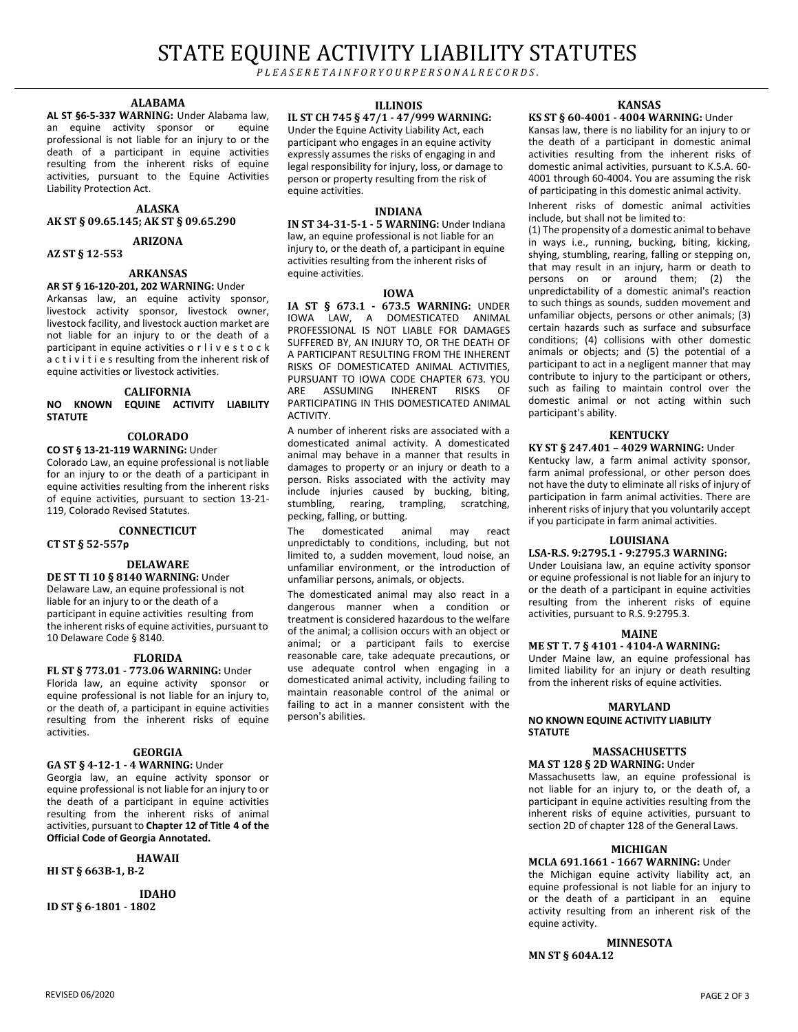# STATE EQUINE ACTIVITY LIABILITY STATUTES

*PLEASE RETAIN FOR YOUR PERSONAL RECORDS.*

### ALABAMA

**AL ST §6-5-337 WARNING:** Under Alabama law, an equine activity sponsor or equine professional is not liable for an injury to or the death of a participant in equine activities resulting from the inherent risks of equine activities, pursuant to the Equine Activities Liability Protection Act.

### ALASKA

**AK ST § 09.65.145; AK ST § 09.65.290**

### ARIZONA

**AZ ST § 12-553**

### ARKANSAS

**AR ST § 16-120-201, 202 WARNING:** Under Arkansas law, an equine activity sponsor, livestock activity sponsor, livestock owner, livestock facility, and livestock auction market are not liable for an injury to or the death of a participant in equine activities or livestock activities resulting from the inherent risk of equine activities or livestock activities.

### CALIFORNIA

**NO KNOWN EQUINE ACTIVITY LIABILITY STATUTE**

### COLORADO

**CO ST § 13-21-119 WARNING:** Under Colorado Law, an equine professional is not liable for an injury to or the death of a participant in equine activities resulting from the inherent risks of equine activities, pursuant to section 13-21-119, Colorado Revised Statutes.

### CONNECTICUT

**CT ST § 52-557p**

### DELAWARE

**DE ST TI 10 § 8140 WARNING:** Under Delaware Law, an equine professional is not liable for an injury to or the death of a participant in equine activities resulting from the inherent risks of equine activities, pursuant to 10 Delaware Code § 8140.

### FLORIDA

**FL ST § 773.01 - 773.06 WARNING:** Under Florida law, an equine activity sponsor or equine professional is not liable for an injury to, or the death of, a participant in equine activities resulting from the inherent risks of equine activities.

### GEORGIA

**GA ST § 4-12-1 - 4 WARNING:** Under Georgia law, an equine activity sponsor or equine professional is not liable for an injury to or the death of a participant in equine activities resulting from the inherent risks of animal activities, pursuant to **Chapter 12 of Title 4 of the Official Code of Georgia Annotated.**

### HAWAII

**HI ST § 663B-1, B-2**

### IDAHO

**ID ST § 6-1801 - 1802**

### ILLINOIS

**IL ST CH 745 § 47/1 - 47/999 WARNING:** Under the Equine Activity Liability Act, each participant who engages in an equine activity expressly assumes the risks of engaging in and legal responsibility for injury, loss, or damage to person or property resulting from the risk of equine activities.

### INDIANA

**IN ST 34-31-5-1 - 5 WARNING:** Under Indiana law, an equine professional is not liable for an injury to, or the death of, a participant in equine activities resulting from the inherent risks of equine activities.

### IOWA

**IA ST § 673.1 - 673.5 WARNING:** UNDER IOWA LAW, A DOMESTICATED ANIMAL PROFESSIONAL IS NOT LIABLE FOR DAMAGES SUFFERED BY, AN INJURY TO, OR THE DEATH OF A PARTICIPANT RESULTING FROM THE INHERENT RISKS OF DOMESTICATED ANIMAL ACTIVITIES, PURSUANT TO IOWA CODE CHAPTER 673. YOU ARE ASSUMING INHERENT RISKS OF PARTICIPATING IN THIS DOMESTICATED ANIMAL ACTIVITY.

A number of inherent risks are associated with a domesticated animal activity. A domesticated animal may behave in a manner that results in damages to property or an injury or death to a person. Risks associated with the activity may include injuries caused by bucking, biting, stumbling, rearing, trampling, scratching, pecking, falling, or butting.

The domesticated animal may react unpredictably to conditions, including, but not limited to, a sudden movement, loud noise, an unfamiliar environment, or the introduction of unfamiliar persons, animals, or objects.

The domesticated animal may also react in a dangerous manner when a condition or treatment is considered hazardous to the welfare of the animal; a collision occurs with an object or animal; or a participant fails to exercise reasonable care, take adequate precautions, or use adequate control when engaging in a domesticated animal activity, including failing to maintain reasonable control of the animal or failing to act in a manner consistent with the person's abilities.

### KANSAS

**KS ST § 60-4001 - 4004 WARNING:** Under Kansas law, there is no liability for an injury to or the death of a participant in domestic animal activities resulting from the inherent risks of domestic animal activities, pursuant to K.S.A. 60-4001 through 60-4004. You are assuming the risk of participating in this domestic animal activity.

Inherent risks of domestic animal activities include, but shall not be limited to:

(1) The propensity of a domestic animal to behave in ways i.e., running, bucking, biting, kicking, shying, stumbling, rearing, falling or stepping on, that may result in an injury, harm or death to persons on or around them; (2) the unpredictability of a domestic animal's reaction to such things as sounds, sudden movement and unfamiliar objects, persons or other animals; (3) certain hazards such as surface and subsurface conditions; (4) collisions with other domestic animals or objects; and (5) the potential of a participant to act in a negligent manner that may contribute to injury to the participant or others, such as failing to maintain control over the domestic animal or not acting within such participant's ability.

### KENTUCKY

**KY ST § 247.401 – 4029 WARNING:** Under Kentucky law, a farm animal activity sponsor, farm animal professional, or other person does not have the duty to eliminate all risks of injury of participation in farm animal activities. There are inherent risks of injury that you voluntarily accept if you participate in farm animal activities.

### LOUISIANA

**LSA-R.S. 9:2795.1 - 9:2795.3 WARNING:** Under Louisiana law, an equine activity sponsor or equine professional is not liable for an injury to or the death of a participant in equine activities resulting from the inherent risks of equine activities, pursuant to R.S. 9:2795.3.

### MAINE

**ME ST T. 7 § 4101 - 4104-A WARNING:** Under Maine law, an equine professional has limited liability for an injury or death resulting from the inherent risks of equine activities.

### MARYLAND

**NO KNOWN EQUINE ACTIVITY LIABILITY STATUTE**

### MASSACHUSETTS

**MA ST 128 § 2D WARNING:** Under Massachusetts law, an equine professional is not liable for an injury to, or the death of, a participant in equine activities resulting from the inherent risks of equine activities, pursuant to section 2D of chapter 128 of the General Laws.

### MICHIGAN

**MCLA 691.1661 - 1667 WARNING:** Under the Michigan equine activity liability act, an equine professional is not liable for an injury to or the death of a participant in an equine activity resulting from an inherent risk of the equine activity.

### MINNESOTA

**MN ST § 604A.12**

REVISED 06/2020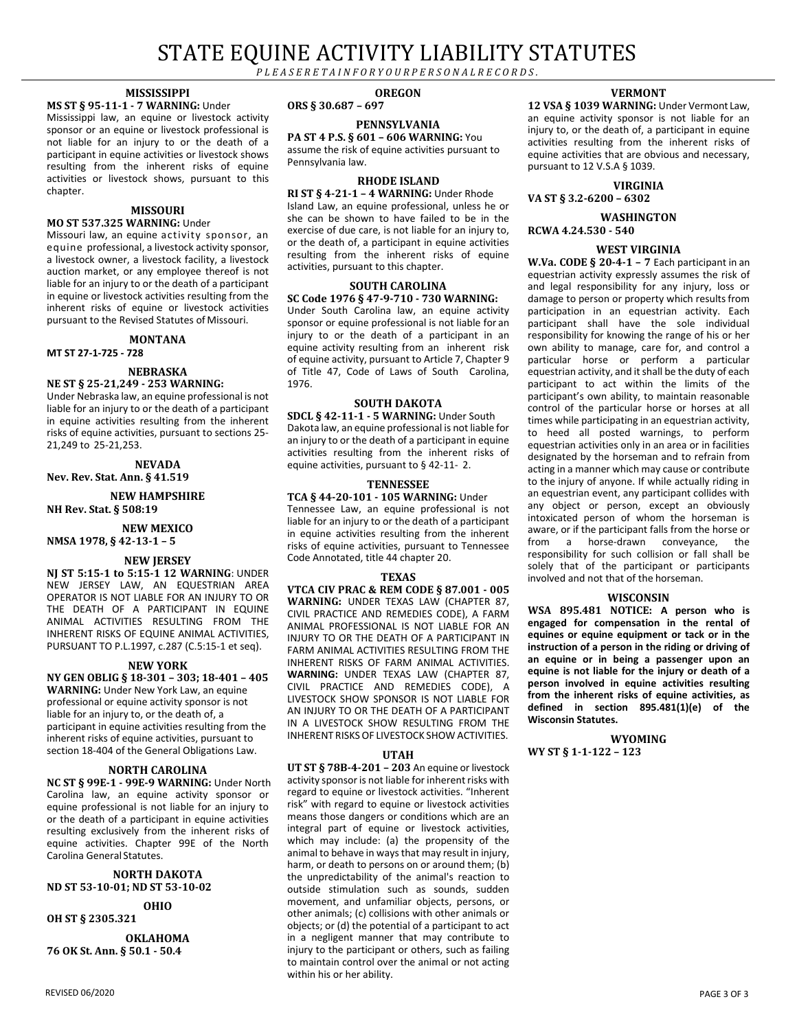# STATE EQUINE ACTIVITY LIABILITY STATUTES

*PLEASE RETAIN FOR YOUR PERSONAL RECORDS.*

### MISSISSIPPI

**MS ST § 95-11-1 - 7 WARNING:** Under Mississippi law, an equine or livestock activity sponsor or an equine or livestock professional is not liable for an injury to or the death of a participant in equine activities or livestock shows resulting from the inherent risks of equine activities or livestock shows, pursuant to this chapter.

### MISSOURI

**MO ST 537.325 WARNING:** Under Missouri law, an equine activity sponsor, an equine professional, a livestock activity sponsor, a livestock owner, a livestock facility, a livestock auction market, or any employee thereof is not liable for an injury to or the death of a participant in equine or livestock activities resulting from the inherent risks of equine or livestock activities pursuant to the Revised Statutes of Missouri.

### MONTANA

**MT ST 27-1-725 - 728**

### NEBRASKA

**NE ST § 25-21,249 - 253 WARNING:** Under Nebraska law, an equine professional is not liable for an injury to or the death of a participant in equine activities resulting from the inherent risks of equine activities, pursuant to sections 25-21,249 to 25-21,253.

### NEVADA

**Nev. Rev. Stat. Ann. § 41.519**

### NEW HAMPSHIRE

**NH Rev. Stat. § 508:19**

### NEW MEXICO

**NMSA 1978, § 42-13-1 – 5**

### NEW JERSEY

**NJ ST 5:15-1 to 5:15-1 12 WARNING**: UNDER NEW JERSEY LAW, AN EQUESTRIAN AREA OPERATOR IS NOT LIABLE FOR AN INJURY TO OR THE DEATH OF A PARTICIPANT IN EQUINE ANIMAL ACTIVITIES RESULTING FROM THE INHERENT RISKS OF EQUINE ANIMAL ACTIVITIES, PURSUANT TO P.L.1997, c.287 (C.5:15-1 et seq).

### NEW YORK

**NY GEN OBLIG § 18-301 – 303; 18-401 – 405 WARNING:** Under New York Law, an equine professional or equine activity sponsor is not liable for an injury to, or the death of, a participant in equine activities resulting from the inherent risks of equine activities, pursuant to section 18-404 of the General Obligations Law.

### NORTH CAROLINA

**NC ST § 99E-1 - 99E-9 WARNING:** Under North Carolina law, an equine activity sponsor or equine professional is not liable for an injury to or the death of a participant in equine activities resulting exclusively from the inherent risks of equine activities. Chapter 99E of the North Carolina General Statutes.

### NORTH DAKOTA

**ND ST 53-10-01; ND ST 53-10-02**

### OHIO

**OH ST § 2305.321**

### OKLAHOMA

**76 OK St. Ann. § 50.1 - 50.4**

### OREGON

**ORS § 30.687 – 697**

### PENNSYLVANIA

**PA ST 4 P.S. § 601 – 606 WARNING:** You assume the risk of equine activities pursuant to Pennsylvania law.

### RHODE ISLAND

**RI ST § 4-21-1 – 4 WARNING:** Under Rhode Island Law, an equine professional, unless he or she can be shown to have failed to be in the exercise of due care, is not liable for an injury to, or the death of, a participant in equine activities resulting from the inherent risks of equine activities, pursuant to this chapter.

### SOUTH CAROLINA

**SC Code 1976 § 47-9-710 - 730 WARNING:** Under South Carolina law, an equine activity sponsor or equine professional is not liable for an injury to or the death of a participant in an equine activity resulting from an inherent risk of equine activity, pursuant to Article 7, Chapter 9 of Title 47, Code of Laws of South Carolina, 1976.

### SOUTH DAKOTA

**SDCL § 42-11-1 - 5 WARNING:** Under South Dakota law, an equine professional is not liable for an injury to or the death of a participant in equine activities resulting from the inherent risks of equine activities, pursuant to § 42-11- 2.

### TENNESSEE

**TCA § 44-20-101 - 105 WARNING:** Under Tennessee Law, an equine professional is not liable for an injury to or the death of a participant in equine activities resulting from the inherent risks of equine activities, pursuant to Tennessee Code Annotated, title 44 chapter 20.

### TEXAS

**VTCA CIV PRAC & REM CODE § 87.001 - 005 WARNING:** UNDER TEXAS LAW (CHAPTER 87, CIVIL PRACTICE AND REMEDIES CODE), A FARM ANIMAL PROFESSIONAL IS NOT LIABLE FOR AN INJURY TO OR THE DEATH OF A PARTICIPANT IN FARM ANIMAL ACTIVITIES RESULTING FROM THE INHERENT RISKS OF FARM ANIMAL ACTIVITIES. **WARNING:** UNDER TEXAS LAW (CHAPTER 87, CIVIL PRACTICE AND REMEDIES CODE), A LIVESTOCK SHOW SPONSOR IS NOT LIABLE FOR AN INJURY TO OR THE DEATH OF A PARTICIPANT IN A LIVESTOCK SHOW RESULTING FROM THE INHERENT RISKS OF LIVESTOCK SHOW ACTIVITIES.

### UTAH

**UT ST § 78B-4-201 – 203** An equine or livestock activity sponsor is not liable for inherent risks with regard to equine or livestock activities. "Inherent risk" with regard to equine or livestock activities means those dangers or conditions which are an integral part of equine or livestock activities, which may include: (a) the propensity of the animal to behave in ways that may result in injury, harm, or death to persons on or around them; (b) the unpredictability of the animal's reaction to outside stimulation such as sounds, sudden movement, and unfamiliar objects, persons, or other animals; (c) collisions with other animals or objects; or (d) the potential of a participant to act in a negligent manner that may contribute to injury to the participant or others, such as failing to maintain control over the animal or not acting within his or her ability.

### VERMONT

**12 VSA § 1039 WARNING:** Under Vermont Law, an equine activity sponsor is not liable for an injury to, or the death of, a participant in equine activities resulting from the inherent risks of equine activities that are obvious and necessary, pursuant to 12 V.S.A § 1039.

### VIRGINIA

**VA ST § 3.2-6200 – 6302**

### WASHINGTON

**RCWA 4.24.530 - 540**

### WEST VIRGINIA

**W.Va. CODE § 20-4-1 – 7** Each participant in an equestrian activity expressly assumes the risk of and legal responsibility for any injury, loss or damage to person or property which results from participation in an equestrian activity. Each participant shall have the sole individual responsibility for knowing the range of his or her own ability to manage, care for, and control a particular horse or perform a particular equestrian activity, and it shall be the duty of each participant to act within the limits of the participant's own ability, to maintain reasonable control of the particular horse or horses at all times while participating in an equestrian activity, to heed all posted warnings, to perform equestrian activities only in an area or in facilities designated by the horseman and to refrain from acting in a manner which may cause or contribute to the injury of anyone. If while actually riding in an equestrian event, any participant collides with any object or person, except an obviously intoxicated person of whom the horseman is aware, or if the participant falls from the horse or from a horse-drawn conveyance, the responsibility for such collision or fall shall be solely that of the participant or participants involved and not that of the horseman.

### WISCONSIN

**WSA 895.481 NOTICE: A person who is engaged for compensation in the rental of equines or equine equipment or tack or in the instruction of a person in the riding or driving of an equine or in being a passenger upon an equine is not liable for the injury or death of a person involved in equine activities resulting from the inherent risks of equine activities, as defined in section 895.481(1)(e) of the Wisconsin Statutes.**

### WYOMING

**WY ST § 1-1-122 – 123**

REVISED 06/2020